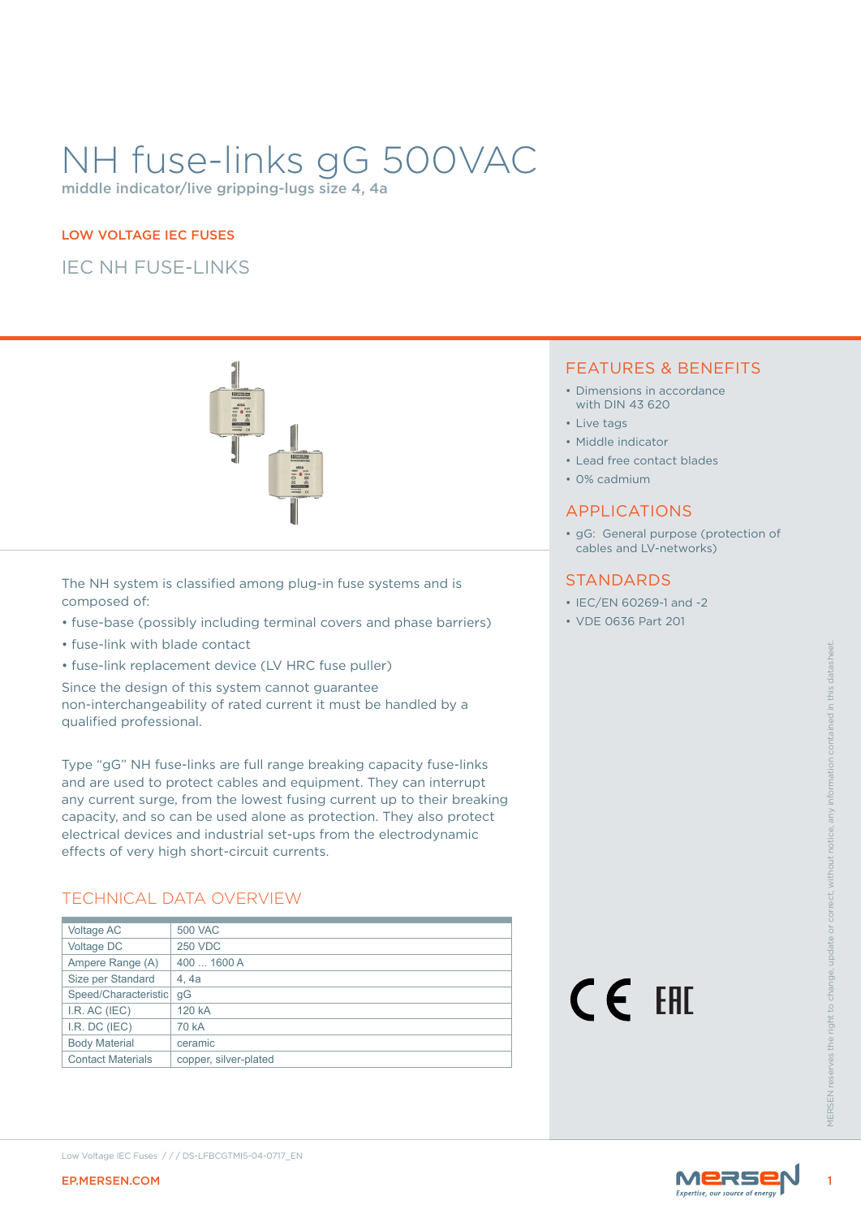# NH fuse-links gG 500VAC

middle indicator/live gripping-lugs size 4, 4a

LOW VOLTAGE IEC FUSES

## IEC NH FUSE-LINKS

The NH system is classified among plug-in fuse systems and is composed of:

- fuse-base (possibly including terminal covers and phase barriers)
- fuse-link with blade contact
- fuse-link replacement device (LV HRC fuse puller)

Since the design of this system cannot guarantee non-interchangeability of rated current it must be handled by a qualified professional.

Type “gG” NH fuse-links are full range breaking capacity fuse-links and are used to protect cables and equipment. They can interrupt any current surge, from the lowest fusing current up to their breaking capacity, and so can be used alone as protection. They also protect electrical devices and industrial set-ups from the electrodynamic effects of very high short-circuit currents.

## TECHNICAL DATA OVERVIEW

| | |
|---|---|
| Voltage AC | 500 VAC |
| Voltage DC | 250 VDC |
| Ampere Range (A) | 400 ... 1600 A |
| Size per Standard | 4, 4a |
| Speed/Characteristic | gG |
| I.R. AC (IEC) | 120 kA |
| I.R. DC (IEC) | 70 kA |
| Body Material | ceramic |
| Contact Materials | copper, silver-plated |

## FEATURES & BENEFITS

- Dimensions in accordance with DIN 43 620
- Live tags
- Middle indicator
- Lead free contact blades
- 0% cadmium

## APPLICATIONS

- gG: General purpose (protection of cables and LV-networks)

## STANDARDS

- IEC/EN 60269-1 and -2
- VDE 0636 Part 201

MERSEN reserves the right to change, update or correct, without notice, any information contained in this datasheet.

Low Voltage IEC Fuses / / / DS-LFBCGTMI5-04-0717_EN

EP.MERSEN.COM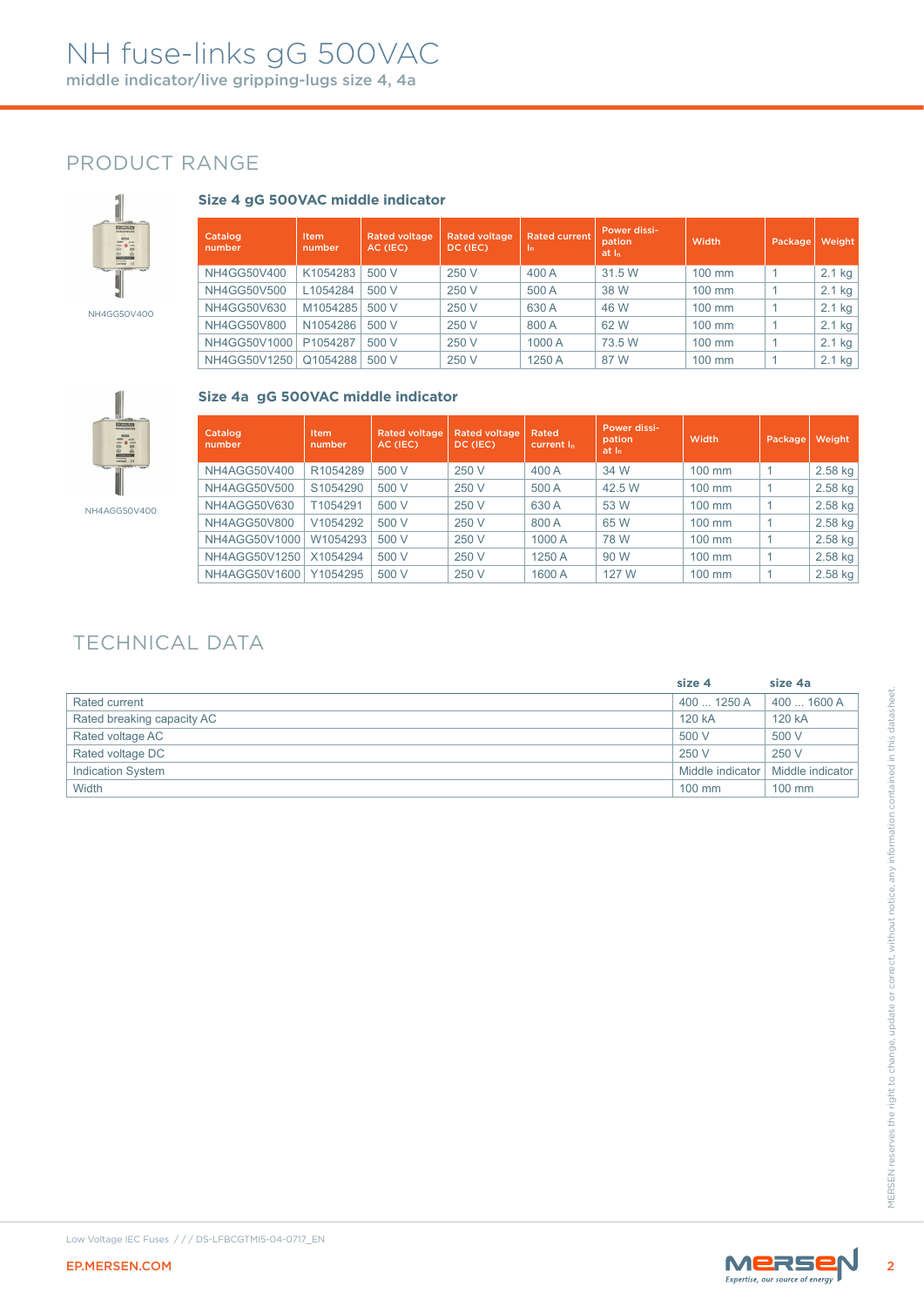# NH fuse-links gG 500VAC

middle indicator/live gripping-lugs size 4, 4a

## PRODUCT RANGE

NH4GG50V400

### Size 4 gG 500VAC middle indicator

| Catalog number | Item number | Rated voltage AC (IEC) | Rated voltage DC (IEC) | Rated current $I_n$ | Power dissipation at $I_n$ | Width | Package | Weight |
|---|---|---|---|---|---|---|---|---|
| NH4GG50V400 | K1054283 | 500 V | 250 V | 400 A | 31.5 W | 100 mm | 1 | 2.1 kg |
| NH4GG50V500 | L1054284 | 500 V | 250 V | 500 A | 38 W | 100 mm | 1 | 2.1 kg |
| NH4GG50V630 | M1054285 | 500 V | 250 V | 630 A | 46 W | 100 mm | 1 | 2.1 kg |
| NH4GG50V800 | N1054286 | 500 V | 250 V | 800 A | 62 W | 100 mm | 1 | 2.1 kg |
| NH4GG50V1000 | P1054287 | 500 V | 250 V | 1000 A | 73.5 W | 100 mm | 1 | 2.1 kg |
| NH4GG50V1250 | Q1054288 | 500 V | 250 V | 1250 A | 87 W | 100 mm | 1 | 2.1 kg |

NH4AGG50V400

### Size 4a gG 500VAC middle indicator

| Catalog number | Item number | Rated voltage AC (IEC) | Rated voltage DC (IEC) | Rated current $I_n$ | Power dissipation at $I_n$ | Width | Package | Weight |
|---|---|---|---|---|---|---|---|---|
| NH4AGG50V400 | R1054289 | 500 V | 250 V | 400 A | 34 W | 100 mm | 1 | 2.58 kg |
| NH4AGG50V500 | S1054290 | 500 V | 250 V | 500 A | 42.5 W | 100 mm | 1 | 2.58 kg |
| NH4AGG50V630 | T1054291 | 500 V | 250 V | 630 A | 53 W | 100 mm | 1 | 2.58 kg |
| NH4AGG50V800 | V1054292 | 500 V | 250 V | 800 A | 65 W | 100 mm | 1 | 2.58 kg |
| NH4AGG50V1000 | W1054293 | 500 V | 250 V | 1000 A | 78 W | 100 mm | 1 | 2.58 kg |
| NH4AGG50V1250 | X1054294 | 500 V | 250 V | 1250 A | 90 W | 100 mm | 1 | 2.58 kg |
| NH4AGG50V1600 | Y1054295 | 500 V | 250 V | 1600 A | 127 W | 100 mm | 1 | 2.58 kg |

## TECHNICAL DATA

| | size 4 | size 4a |
|---|---|---|
| Rated current | 400 ... 1250 A | 400 ... 1600 A |
| Rated breaking capacity AC | 120 kA | 120 kA |
| Rated voltage AC | 500 V | 500 V |
| Rated voltage DC | 250 V | 250 V |
| Indication System | Middle indicator | Middle indicator |
| Width | 100 mm | 100 mm |

MERSEN reserves the right to change, update or correct, without notice, any information contained in this datasheet.

Low Voltage IEC Fuses / / / DS-LFBCGTMI5-04-0717_EN

EP.MERSEN.COM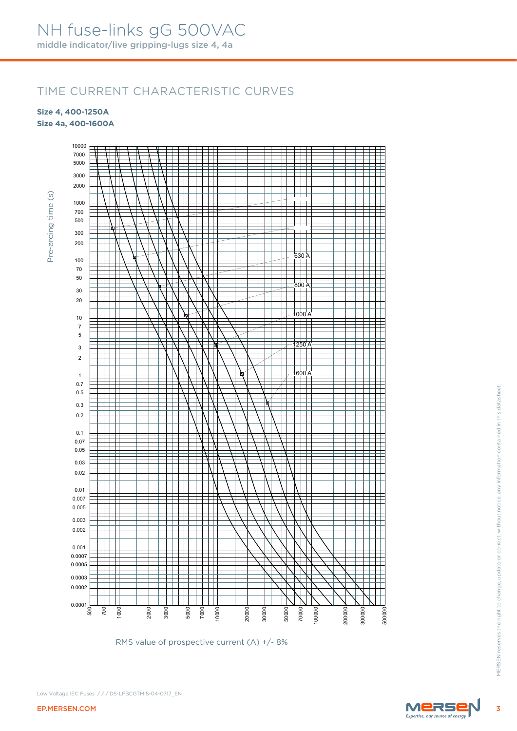# NH fuse-links gG 500VAC

middle indicator/live gripping-lugs size 4, 4a

## TIME CURRENT CHARACTERISTIC CURVES

**Size 4, 400-1250A**
**Size 4a, 400-1600A**

Pre-arcing time (s)

10000, 7000, 5000, 3000, 2000, 1000, 700, 500, 300, 200, 100, 70, 50, 30, 20, 10, 7, 5, 3, 2, 1, 0.7, 0.5, 0.3, 0.2, 0.1, 0.07, 0.05, 0.03, 0.02, 0.01, 0.007, 0.005, 0.003, 0.002, 0.001, 0.0007, 0.0005, 0.0003, 0.0002, 0.0001

630 A
800 A
1000 A
1250 A
1600 A

500, 700, 1000, 2000, 3000, 5000, 7000, 10000, 20000, 30000, 50000, 70000, 100000, 200000, 300000, 500000

RMS value of prospective current (A) +/- 8%

Low Voltage IEC Fuses / / / DS-LFBCGTMI5-04-0717_EN

EP.MERSEN.COM

MERSEN reserves the right to change, update or correct, without notice, any information contained in this datasheet.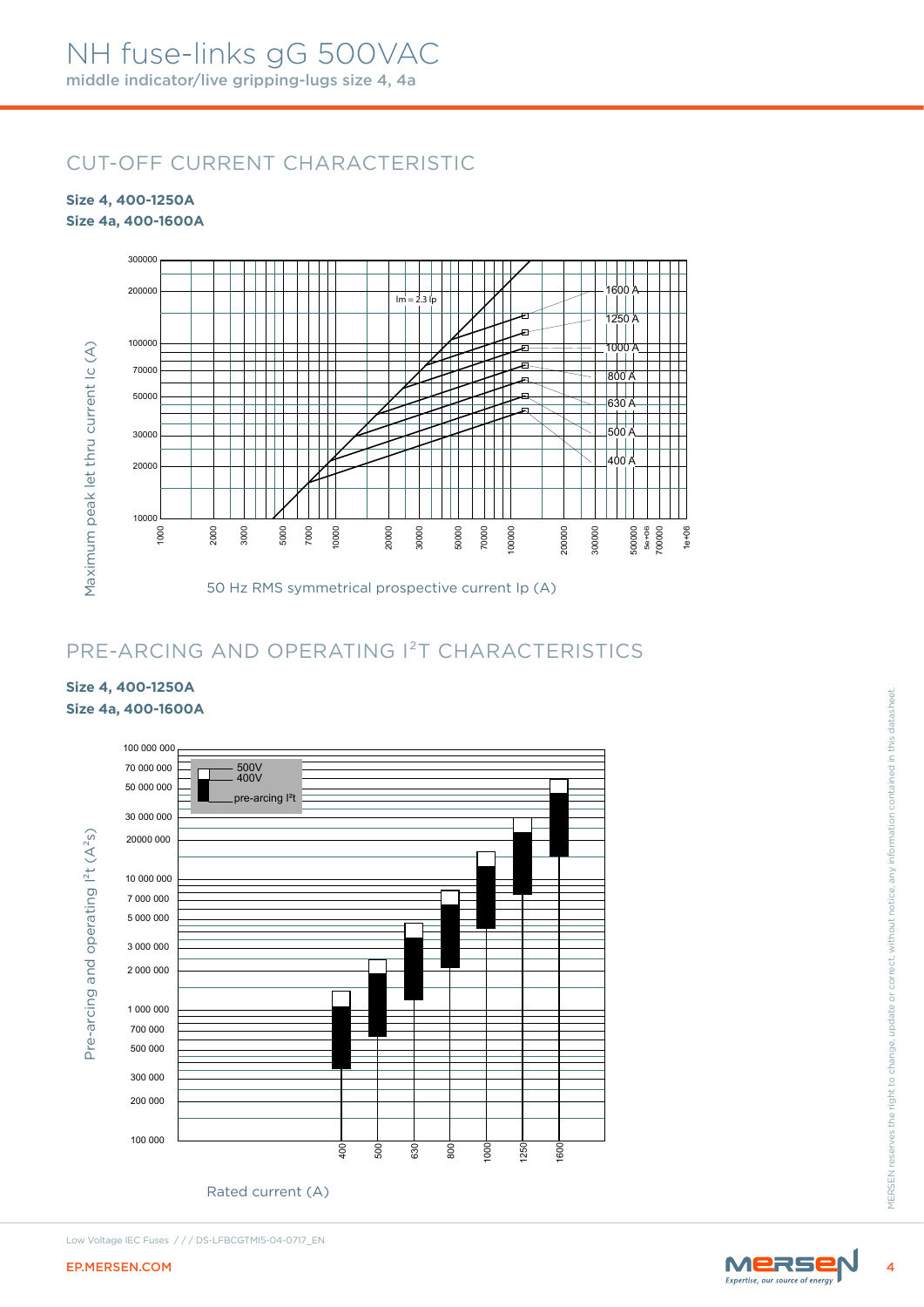# NH fuse-links gG 500VAC

middle indicator/live gripping-lugs size 4, 4a

## CUT-OFF CURRENT CHARACTERISTIC

**Size 4, 400-1250A**
**Size 4a, 400-1600A**

Maximum peak let thru current Ic (A)

Im = 2.3 Ip

1600 A
1250 A
1000 A
800 A
630 A
500 A
400 A

50 Hz RMS symmetrical prospective current Ip (A)

## PRE-ARCING AND OPERATING I²T CHARACTERISTICS

**Size 4, 400-1250A**
**Size 4a, 400-1600A**

Pre-arcing and operating $I^2t$ ($A^2s$)

500V
400V
pre-arcing I²t

Rated current (A)

400 500 630 800 1000 1250 1600

MERSEN reserves the right to change, update or correct, without notice, any information contained in this datasheet.

Low Voltage IEC Fuses / / / DS-LFBCGTMI5-04-0717_EN

EP.MERSEN.COM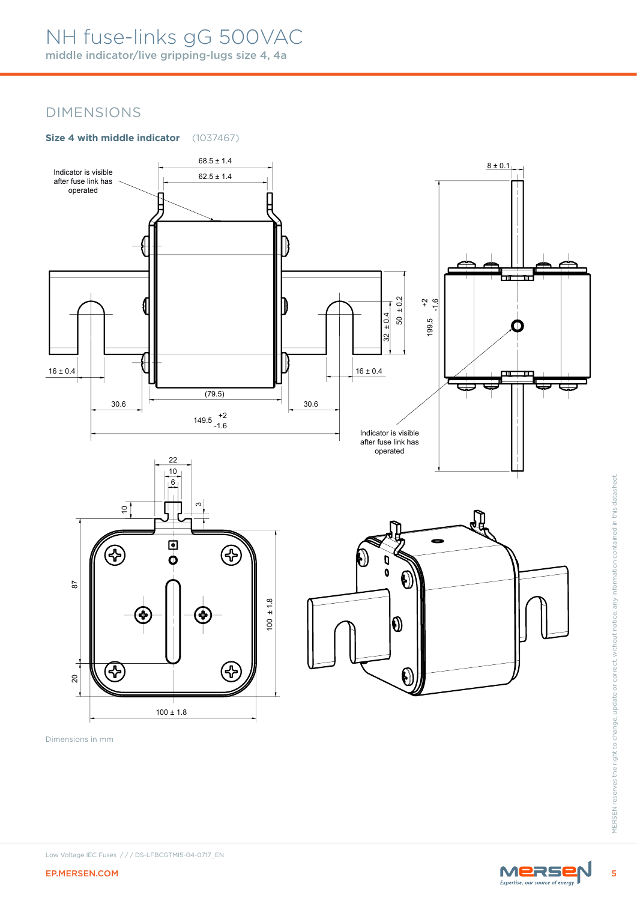# NH fuse-links gG 500VAC

middle indicator/live gripping-lugs size 4, 4a

## DIMENSIONS

**Size 4 with middle indicator** (1037467)

Indicator is visible after fuse link has operated

68.5 ± 1.4

62.5 ± 1.4

8 ± 0.1

50 ± 0.2

32 ± 0.4

199.5 +2 -1.6

16 ± 0.4

16 ± 0.4

(79.5)

30.6

30.6

149.5 +2 -1.6

Indicator is visible after fuse link has operated

22

10

6

10

3

87

20

100 ± 1.8

100 ± 1.8

Dimensions in mm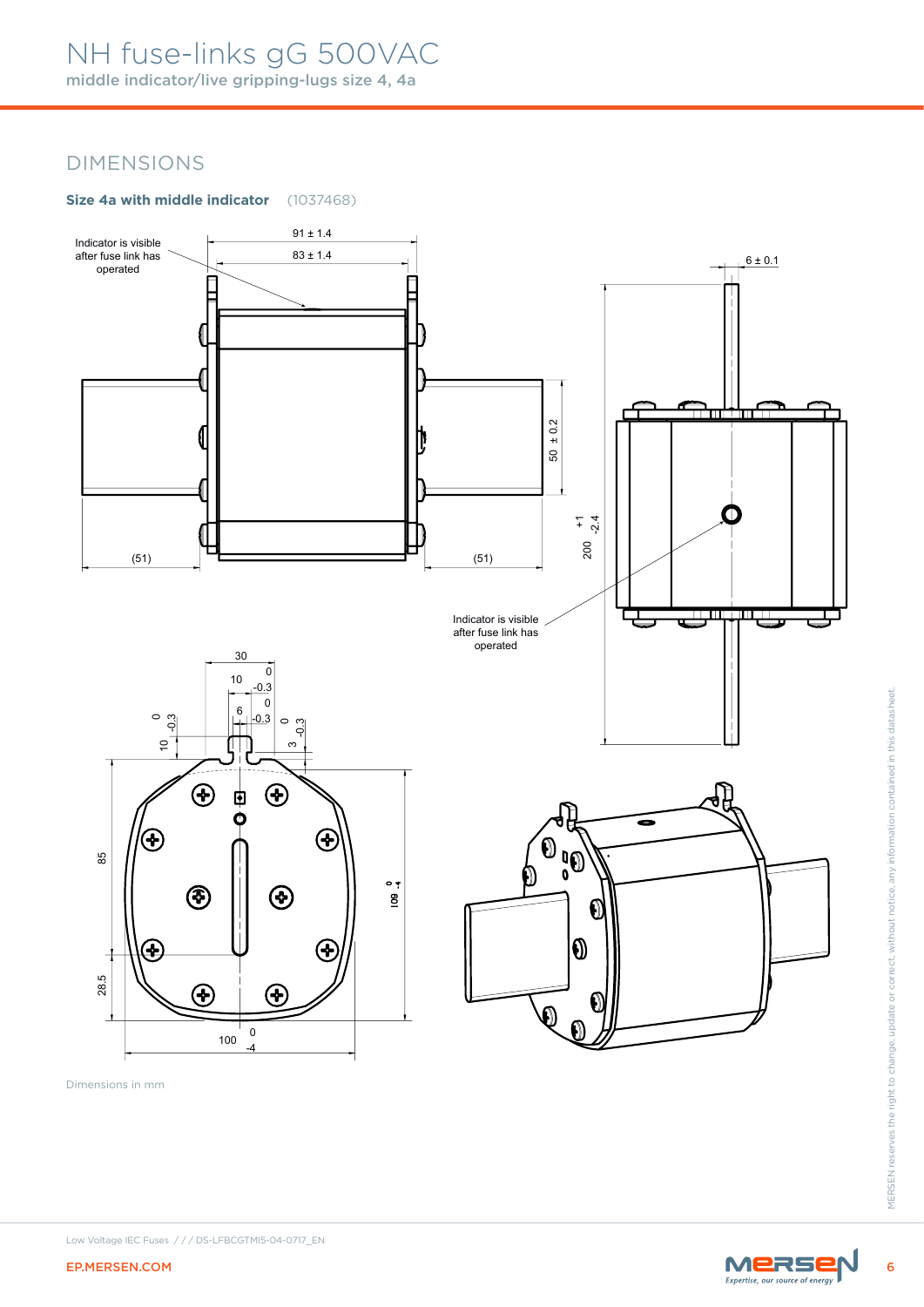# NH fuse-links gG 500VAC

middle indicator/live gripping-lugs size 4, 4a

## DIMENSIONS

**Size 4a with middle indicator** (1037468)

Indicator is visible after fuse link has operated

91 ± 1.4

83 ± 1.4

6 ± 0.1

50 ± 0.2

(51)

(51)

200 +1 -2.4

Indicator is visible after fuse link has operated

30

10 0 -0.3

6 0 -0.3

10 0 -0.3

3 0 -0.3

85

28.5

108 0 -4

100 0 -4

Dimensions in mm

MERSEN reserves the right to change, update or correct, without notice, any information contained in this datasheet.

Low Voltage IEC Fuses / / / DS-LFBCGTMI5-04-0717_EN

EP.MERSEN.COM